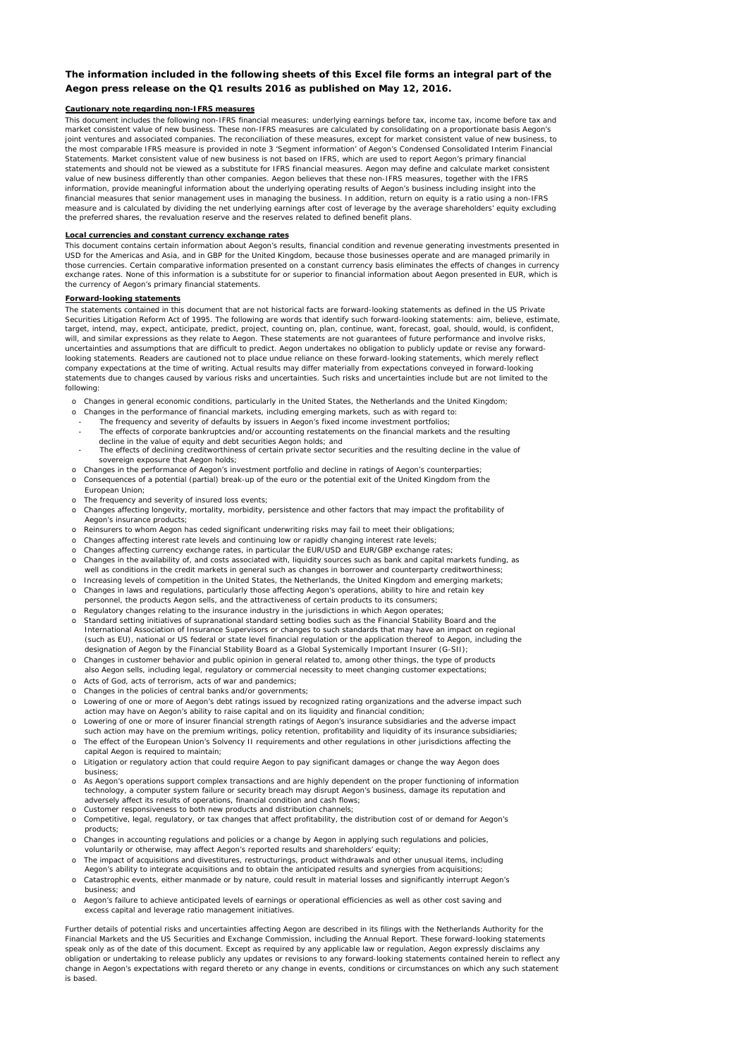**The information included in the following sheets of this Excel file forms an integral part of the Aegon press release on the Q1 results 2016 as published on May 12, 2016.**

**Cautionary note regarding non-IFRS measures**

This document includes the following non-IFRS financial measures: underlying earnings before tax, income tax, income before tax and market consistent value of new business. These non-IFRS measures are calculated by consolidating on a proportionate basis Aegon's joint ventures and associated companies. The reconciliation of these measures, except for market consistent value of new business, to the most comparable IFRS measure is provided in note 3 'Segment information' of Aegon's Condensed Consolidated Interim Financial Statements. Market consistent value of new business is not based on IFRS, which are used to report Aegon's primary financial statements and should not be viewed as a substitute for IFRS financial measures. Aegon may define and calculate market consistent value of new business differently than other companies. Aegon believes that these non-IFRS measures, together with the IFRS information, provide meaningful information about the underlying operating results of Aegon's business including insight into the financial measures that senior management uses in managing the business. In addition, return on equity is a ratio using a non-IFRS measure and is calculated by dividing the net underlying earnings after cost of leverage by the average shareholders' equity excluding the preferred shares, the revaluation reserve and the reserves related to defined benefit plans.

**Local currencies and constant currency exchange rates**

This document contains certain information about Aegon's results, financial condition and revenue generating investments presented in USD for the Americas and Asia, and in GBP for the United Kingdom, because those businesses operate and are managed primarily in those currencies. Certain comparative information presented on a constant currency basis eliminates the effects of changes in currency exchange rates. None of this information is a substitute for or superior to financial information about Aegon presented in EUR, which is the currency of Aegon's primary financial statements.

**Forward-looking statements**

The statements contained in this document that are not historical facts are forward-looking statements as defined in the US Private Securities Litigation Reform Act of 1995. The following are words that identify such forward-looking statements: aim, believe, estimate, target, intend, may, expect, anticipate, predict, project, counting on, plan, continue, want, forecast, goal, should, would, is confident, will, and similar expressions as they relate to Aegon. These statements are not guarantees of future performance and involve risks, uncertainties and assumptions that are difficult to predict. Aegon undertakes no obligation to publicly update or revise any forward-looking statements. Readers are cautioned not to place undue reliance on these forward-looking statements, which merely reflect company expectations at the time of writing. Actual results may differ materially from expectations conveyed in forward-looking statements due to changes caused by various risks and uncertainties. Such risks and uncertainties include but are not limited to the following:

- Changes in general economic conditions, particularly in the United States, the Netherlands and the United Kingdom;
- Changes in the performance of financial markets, including emerging markets, such as with regard to:
  - The frequency and severity of defaults by issuers in Aegon's fixed income investment portfolios;
  - The effects of corporate bankruptcies and/or accounting restatements on the financial markets and the resulting decline in the value of equity and debt securities Aegon holds; and
  - The effects of declining creditworthiness of certain private sector securities and the resulting decline in the value of sovereign exposure that Aegon holds;
- Changes in the performance of Aegon's investment portfolio and decline in ratings of Aegon's counterparties;
- Consequences of a potential (partial) break-up of the euro or the potential exit of the United Kingdom from the European Union;
- The frequency and severity of insured loss events;
- Changes affecting longevity, mortality, morbidity, persistence and other factors that may impact the profitability of Aegon's insurance products;
- Reinsurers to whom Aegon has ceded significant underwriting risks may fail to meet their obligations;
- Changes affecting interest rate levels and continuing low or rapidly changing interest rate levels;
- Changes affecting currency exchange rates, in particular the EUR/USD and EUR/GBP exchange rates;
- Changes in the availability of, and costs associated with, liquidity sources such as bank and capital markets funding, as well as conditions in the credit markets in general such as changes in borrower and counterparty creditworthiness;
- Increasing levels of competition in the United States, the Netherlands, the United Kingdom and emerging markets;
- Changes in laws and regulations, particularly those affecting Aegon's operations, ability to hire and retain key personnel, the products Aegon sells, and the attractiveness of certain products to its consumers;
- Regulatory changes relating to the insurance industry in the jurisdictions in which Aegon operates;
- Standard setting initiatives of supranational standard setting bodies such as the Financial Stability Board and the International Association of Insurance Supervisors or changes to such standards that may have an impact on regional (such as EU), national or US federal or state level financial regulation or the application thereof to Aegon, including the designation of Aegon by the Financial Stability Board as a Global Systemically Important Insurer (G-SII);
- Changes in customer behavior and public opinion in general related to, among other things, the type of products also Aegon sells, including legal, regulatory or commercial necessity to meet changing customer expectations;
- Acts of God, acts of terrorism, acts of war and pandemics;
- Changes in the policies of central banks and/or governments;
- Lowering of one or more of Aegon's debt ratings issued by recognized rating organizations and the adverse impact such action may have on Aegon's ability to raise capital and on its liquidity and financial condition;
- Lowering of one or more of insurer financial strength ratings of Aegon's insurance subsidiaries and the adverse impact such action may have on the premium writings, policy retention, profitability and liquidity of its insurance subsidiaries;
- The effect of the European Union's Solvency II requirements and other regulations in other jurisdictions affecting the capital Aegon is required to maintain;
- Litigation or regulatory action that could require Aegon to pay significant damages or change the way Aegon does business;
- As Aegon's operations support complex transactions and are highly dependent on the proper functioning of information technology, a computer system failure or security breach may disrupt Aegon's business, damage its reputation and adversely affect its results of operations, financial condition and cash flows;
- Customer responsiveness to both new products and distribution channels;
- Competitive, legal, regulatory, or tax changes that affect profitability, the distribution cost of or demand for Aegon's products;
- Changes in accounting regulations and policies or a change by Aegon in applying such regulations and policies, voluntarily or otherwise, may affect Aegon's reported results and shareholders' equity;
- The impact of acquisitions and divestitures, restructurings, product withdrawals and other unusual items, including Aegon's ability to integrate acquisitions and to obtain the anticipated results and synergies from acquisitions;
- Catastrophic events, either manmade or by nature, could result in material losses and significantly interrupt Aegon's business; and
- Aegon's failure to achieve anticipated levels of earnings or operational efficiencies as well as other cost saving and excess capital and leverage ratio management initiatives.

Further details of potential risks and uncertainties affecting Aegon are described in its filings with the Netherlands Authority for the Financial Markets and the US Securities and Exchange Commission, including the Annual Report. These forward-looking statements speak only as of the date of this document. Except as required by any applicable law or regulation, Aegon expressly disclaims any obligation or undertaking to release publicly any updates or revisions to any forward-looking statements contained herein to reflect any change in Aegon's expectations with regard thereto or any change in events, conditions or circumstances on which any such statement is based.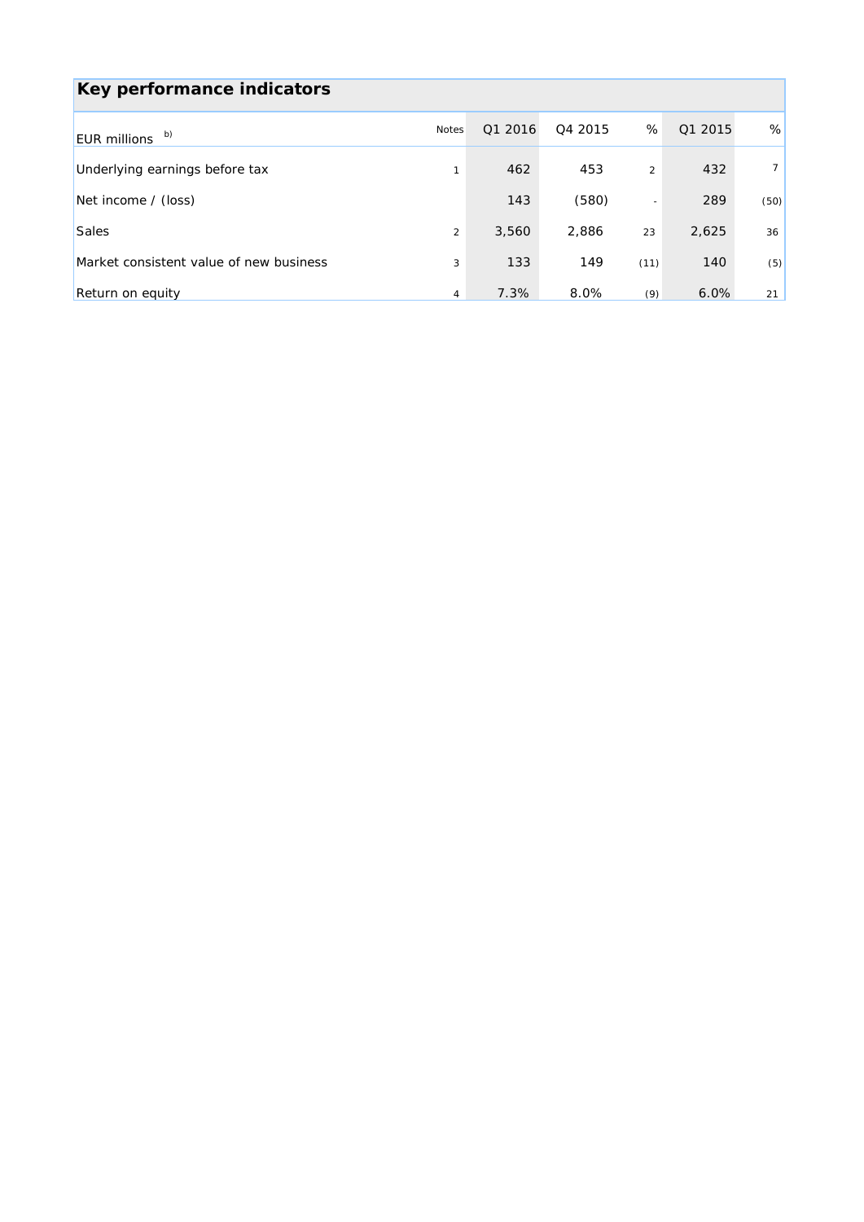## Key performance indicators

| EUR millions [b)] | Notes | Q1 2016 | Q4 2015 | % | Q1 2015 | % |
|---|---|---|---|---|---|---|
| Underlying earnings before tax | 1 | 462 | 453 | 2 | 432 | 7 |
| Net income / (loss) | | 143 | (580) | - | 289 | (50) |
| Sales | 2 | 3,560 | 2,886 | 23 | 2,625 | 36 |
| Market consistent value of new business | 3 | 133 | 149 | (11) | 140 | (5) |
| Return on equity | 4 | 7.3% | 8.0% | (9) | 6.0% | 21 |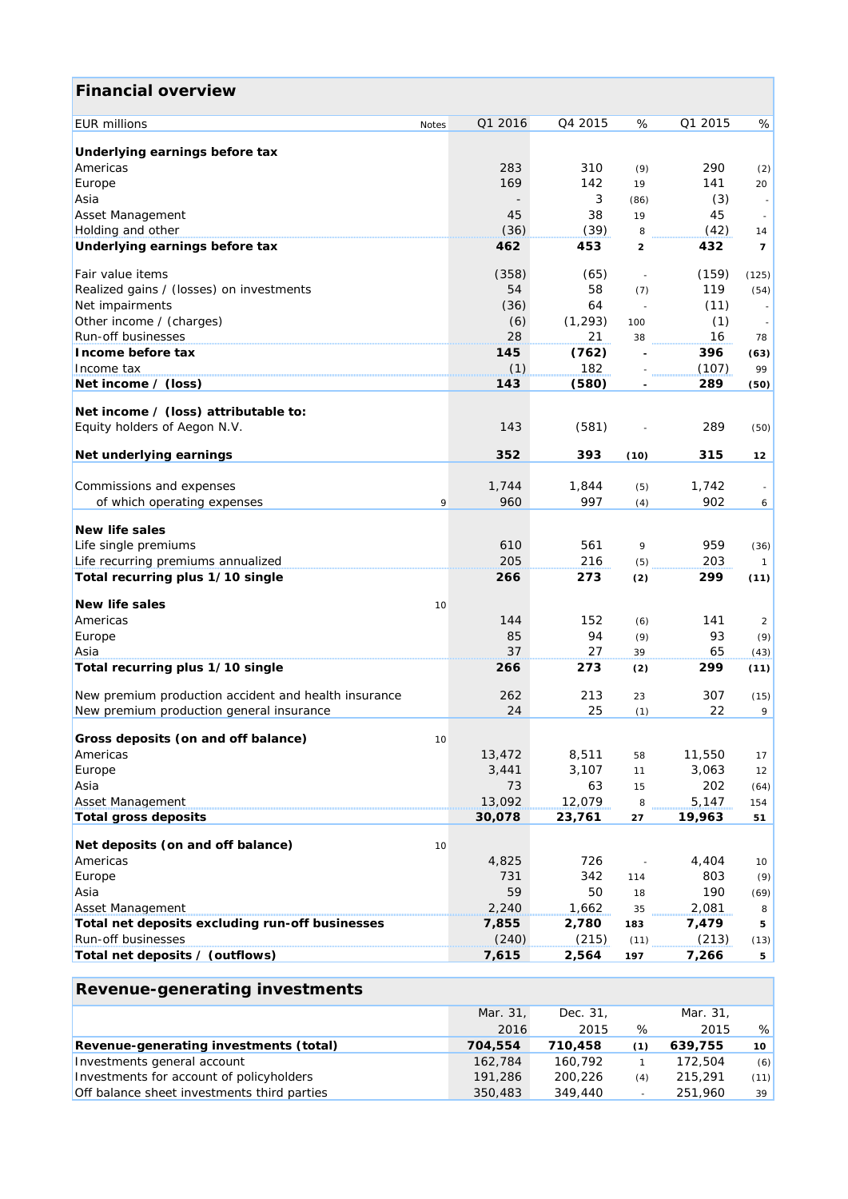## Financial overview

| EUR millions | Notes | Q1 2016 | Q4 2015 | % | Q1 2015 | % |
|---|---|---|---|---|---|---|
| **Underlying earnings before tax** | | | | | | |
| Americas | | 283 | 310 | (9) | 290 | (2) |
| Europe | | 169 | 142 | 19 | 141 | 20 |
| Asia | | - | 3 | (86) | (3) | - |
| Asset Management | | 45 | 38 | 19 | 45 | - |
| Holding and other | | (36) | (39) | 8 | (42) | 14 |
| **Underlying earnings before tax** | | **462** | **453** | **2** | **432** | **7** |
| | | | | | | |
| Fair value items | | (358) | (65) | - | (159) | (125) |
| Realized gains / (losses) on investments | | 54 | 58 | (7) | 119 | (54) |
| Net impairments | | (36) | 64 | - | (11) | - |
| Other income / (charges) | | (6) | (1,293) | 100 | (1) | - |
| Run-off businesses | | 28 | 21 | 38 | 16 | 78 |
| **Income before tax** | | **145** | **(762)** | **-** | **396** | **(63)** |
| Income tax | | (1) | 182 | - | (107) | 99 |
| **Net income / (loss)** | | **143** | **(580)** | **-** | **289** | **(50)** |
| | | | | | | |
| **Net income / (loss) attributable to:** | | | | | | |
| Equity holders of Aegon N.V. | | 143 | (581) | - | 289 | (50) |
| | | | | | | |
| **Net underlying earnings** | | **352** | **393** | **(10)** | **315** | **12** |
| | | | | | | |
| Commissions and expenses | | 1,744 | 1,844 | (5) | 1,742 | - |
| of which operating expenses | 9 | 960 | 997 | (4) | 902 | 6 |
| | | | | | | |
| **New life sales** | | | | | | |
| Life single premiums | | 610 | 561 | 9 | 959 | (36) |
| Life recurring premiums annualized | | 205 | 216 | (5) | 203 | 1 |
| **Total recurring plus 1/10 single** | | **266** | **273** | **(2)** | **299** | **(11)** |
| | | | | | | |
| **New life sales** | 10 | | | | | |
| Americas | | 144 | 152 | (6) | 141 | 2 |
| Europe | | 85 | 94 | (9) | 93 | (9) |
| Asia | | 37 | 27 | 39 | 65 | (43) |
| **Total recurring plus 1/10 single** | | **266** | **273** | **(2)** | **299** | **(11)** |
| | | | | | | |
| New premium production accident and health insurance | | 262 | 213 | 23 | 307 | (15) |
| New premium production general insurance | | 24 | 25 | (1) | 22 | 9 |
| | | | | | | |
| **Gross deposits (on and off balance)** | 10 | | | | | |
| Americas | | 13,472 | 8,511 | 58 | 11,550 | 17 |
| Europe | | 3,441 | 3,107 | 11 | 3,063 | 12 |
| Asia | | 73 | 63 | 15 | 202 | (64) |
| Asset Management | | 13,092 | 12,079 | 8 | 5,147 | 154 |
| **Total gross deposits** | | **30,078** | **23,761** | **27** | **19,963** | **51** |
| | | | | | | |
| **Net deposits (on and off balance)** | 10 | | | | | |
| Americas | | 4,825 | 726 | - | 4,404 | 10 |
| Europe | | 731 | 342 | 114 | 803 | (9) |
| Asia | | 59 | 50 | 18 | 190 | (69) |
| Asset Management | | 2,240 | 1,662 | 35 | 2,081 | 8 |
| **Total net deposits excluding run-off businesses** | | **7,855** | **2,780** | **183** | **7,479** | **5** |
| Run-off businesses | | (240) | (215) | (11) | (213) | (13) |
| **Total net deposits / (outflows)** | | **7,615** | **2,564** | **197** | **7,266** | **5** |

## Revenue-generating investments

| | Mar. 31, 2016 | Dec. 31, 2015 | % | Mar. 31, 2015 | % |
|---|---|---|---|---|---|
| **Revenue-generating investments (total)** | **704,554** | **710,458** | **(1)** | **639,755** | **10** |
| Investments general account | 162,784 | 160,792 | 1 | 172,504 | (6) |
| Investments for account of policyholders | 191,286 | 200,226 | (4) | 215,291 | (11) |
| Off balance sheet investments third parties | 350,483 | 349,440 | - | 251,960 | 39 |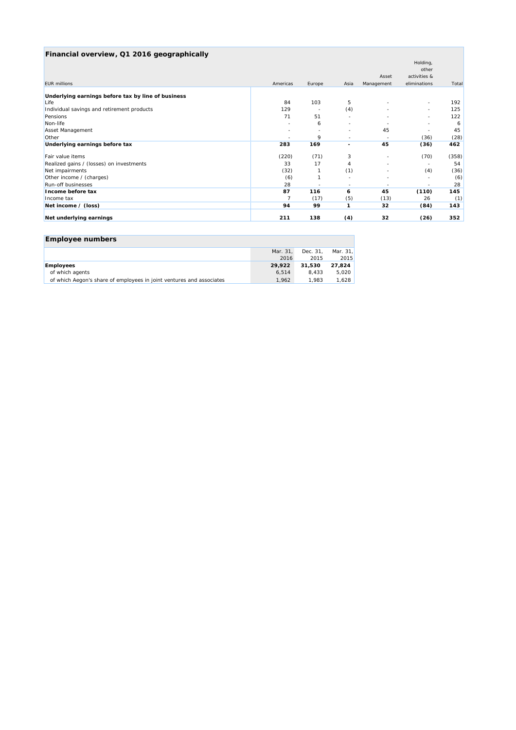## Financial overview, Q1 2016 geographically

| EUR millions | Americas | Europe | Asia | Asset Management | Holding, other activities & eliminations | Total |
|---|---|---|---|---|---|---|
| **Underlying earnings before tax by line of business** | | | | | | |
| Life | 84 | 103 | 5 | - | - | 192 |
| Individual savings and retirement products | 129 | - | (4) | - | - | 125 |
| Pensions | 71 | 51 | - | - | - | 122 |
| Non-life | - | 6 | - | - | - | 6 |
| Asset Management | - | - | - | 45 | - | 45 |
| Other | - | 9 | - | - | (36) | (28) |
| **Underlying earnings before tax** | **283** | **169** | **-** | **45** | **(36)** | **462** |
| Fair value items | (220) | (71) | 3 | - | (70) | (358) |
| Realized gains / (losses) on investments | 33 | 17 | 4 | - | - | 54 |
| Net impairments | (32) | 1 | (1) | - | (4) | (36) |
| Other income / (charges) | (6) | 1 | - | - | - | (6) |
| Run-off businesses | 28 | - | - | - | - | 28 |
| **Income before tax** | **87** | **116** | **6** | **45** | **(110)** | **145** |
| Income tax | 7 | (17) | (5) | (13) | 26 | (1) |
| **Net income / (loss)** | **94** | **99** | **1** | **32** | **(84)** | **143** |
| **Net underlying earnings** | **211** | **138** | **(4)** | **32** | **(26)** | **352** |

## Employee numbers

| | Mar. 31, 2016 | Dec. 31, 2015 | Mar. 31, 2015 |
|---|---|---|---|
| **Employees** | **29,922** | **31,530** | **27,824** |
| of which agents | 6,514 | 8,433 | 5,020 |
| of which Aegon's share of employees in joint ventures and associates | 1,962 | 1,983 | 1,628 |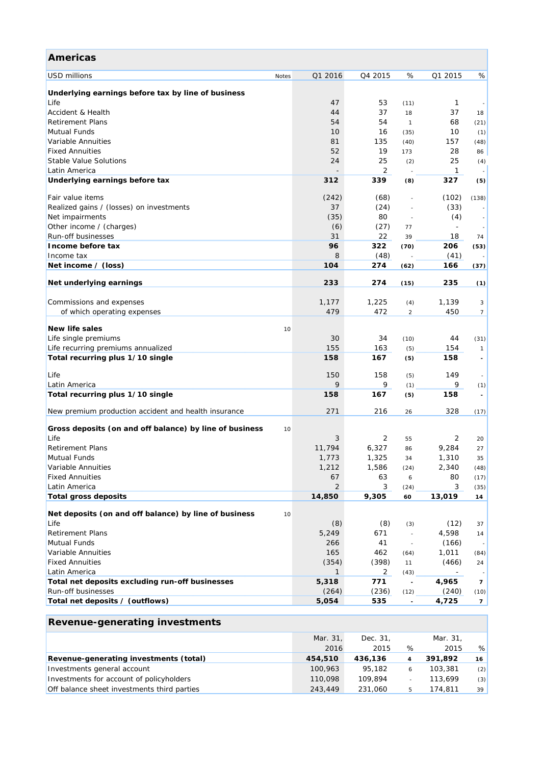## Americas

| USD millions | Notes | Q1 2016 | Q4 2015 | % | Q1 2015 | % |
|---|---|---|---|---|---|---|
| **Underlying earnings before tax by line of business** | | | | | | |
| Life | | 47 | 53 | (11) | 1 | - |
| Accident & Health | | 44 | 37 | 18 | 37 | 18 |
| Retirement Plans | | 54 | 54 | 1 | 68 | (21) |
| Mutual Funds | | 10 | 16 | (35) | 10 | (1) |
| Variable Annuities | | 81 | 135 | (40) | 157 | (48) |
| Fixed Annuities | | 52 | 19 | 173 | 28 | 86 |
| Stable Value Solutions | | 24 | 25 | (2) | 25 | (4) |
| Latin America | | - | 2 | - | 1 | - |
| **Underlying earnings before tax** | | **312** | **339** | **(8)** | **327** | **(5)** |
| | | | | | | |
| Fair value items | | (242) | (68) | - | (102) | (138) |
| Realized gains / (losses) on investments | | 37 | (24) | - | (33) | - |
| Net impairments | | (35) | 80 | - | (4) | - |
| Other income / (charges) | | (6) | (27) | 77 | - | - |
| Run-off businesses | | 31 | 22 | 39 | 18 | 74 |
| **Income before tax** | | **96** | **322** | **(70)** | **206** | **(53)** |
| Income tax | | 8 | (48) | - | (41) | - |
| **Net income / (loss)** | | **104** | **274** | **(62)** | **166** | **(37)** |
| | | | | | | |
| **Net underlying earnings** | | **233** | **274** | **(15)** | **235** | **(1)** |
| | | | | | | |
| Commissions and expenses | | 1,177 | 1,225 | (4) | 1,139 | 3 |
| of which operating expenses | | 479 | 472 | 2 | 450 | 7 |
| | | | | | | |
| **New life sales** | 10 | | | | | |
| Life single premiums | | 30 | 34 | (10) | 44 | (31) |
| Life recurring premiums annualized | | 155 | 163 | (5) | 154 | 1 |
| **Total recurring plus 1/10 single** | | **158** | **167** | **(5)** | **158** | **-** |
| | | | | | | |
| Life | | 150 | 158 | (5) | 149 | - |
| Latin America | | 9 | 9 | (1) | 9 | (1) |
| **Total recurring plus 1/10 single** | | **158** | **167** | **(5)** | **158** | **-** |
| | | | | | | |
| New premium production accident and health insurance | | 271 | 216 | 26 | 328 | (17) |
| | | | | | | |
| **Gross deposits (on and off balance) by line of business** | 10 | | | | | |
| Life | | 3 | 2 | 55 | 2 | 20 |
| Retirement Plans | | 11,794 | 6,327 | 86 | 9,284 | 27 |
| Mutual Funds | | 1,773 | 1,325 | 34 | 1,310 | 35 |
| Variable Annuities | | 1,212 | 1,586 | (24) | 2,340 | (48) |
| Fixed Annuities | | 67 | 63 | 6 | 80 | (17) |
| Latin America | | 2 | 3 | (24) | 3 | (35) |
| **Total gross deposits** | | **14,850** | **9,305** | **60** | **13,019** | **14** |
| | | | | | | |
| **Net deposits (on and off balance) by line of business** | 10 | | | | | |
| Life | | (8) | (8) | (3) | (12) | 37 |
| Retirement Plans | | 5,249 | 671 | - | 4,598 | 14 |
| Mutual Funds | | 266 | 41 | - | (166) | - |
| Variable Annuities | | 165 | 462 | (64) | 1,011 | (84) |
| Fixed Annuities | | (354) | (398) | 11 | (466) | 24 |
| Latin America | | 1 | 2 | (43) | - | - |
| **Total net deposits excluding run-off businesses** | | **5,318** | **771** | **-** | **4,965** | **7** |
| Run-off businesses | | (264) | (236) | (12) | (240) | (10) |
| **Total net deposits / (outflows)** | | **5,054** | **535** | **-** | **4,725** | **7** |

## Revenue-generating investments

| | Mar. 31, 2016 | Dec. 31, 2015 | % | Mar. 31, 2015 | % |
|---|---|---|---|---|---|
| **Revenue-generating investments (total)** | **454,510** | **436,136** | **4** | **391,892** | **16** |
| Investments general account | 100,963 | 95,182 | 6 | 103,381 | (2) |
| Investments for account of policyholders | 110,098 | 109,894 | - | 113,699 | (3) |
| Off balance sheet investments third parties | 243,449 | 231,060 | 5 | 174,811 | 39 |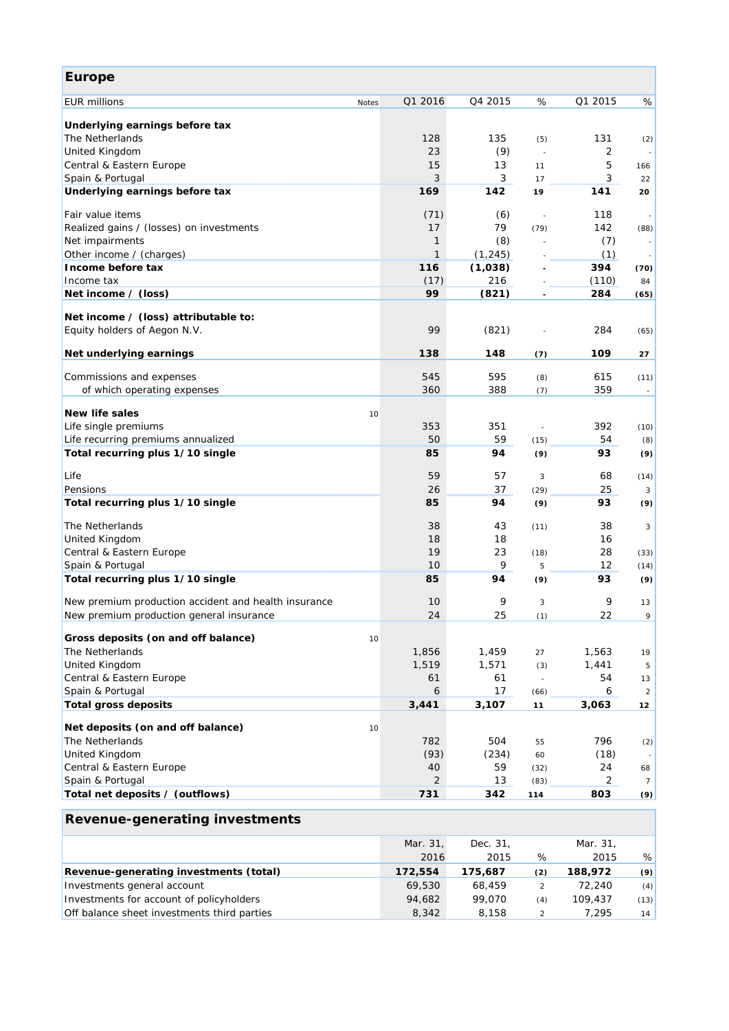## Europe

| EUR millions | Notes | Q1 2016 | Q4 2015 | % | Q1 2015 | % |
|---|---|---|---|---|---|---|
| **Underlying earnings before tax** | | | | | | |
| The Netherlands | | 128 | 135 | (5) | 131 | (2) |
| United Kingdom | | 23 | (9) | - | 2 | - |
| Central & Eastern Europe | | 15 | 13 | 11 | 5 | 166 |
| Spain & Portugal | | 3 | 3 | 17 | 3 | 22 |
| **Underlying earnings before tax** | | **169** | **142** | **19** | **141** | **20** |
| Fair value items | | (71) | (6) | - | 118 | - |
| Realized gains / (losses) on investments | | 17 | 79 | (79) | 142 | (88) |
| Net impairments | | 1 | (8) | - | (7) | - |
| Other income / (charges) | | 1 | (1,245) | - | (1) | - |
| **Income before tax** | | **116** | **(1,038)** | **-** | **394** | **(70)** |
| Income tax | | (17) | 216 | - | (110) | 84 |
| **Net income / (loss)** | | **99** | **(821)** | **-** | **284** | **(65)** |
| **Net income / (loss) attributable to:** | | | | | | |
| Equity holders of Aegon N.V. | | 99 | (821) | - | 284 | (65) |
| **Net underlying earnings** | | **138** | **148** | **(7)** | **109** | **27** |
| Commissions and expenses | | 545 | 595 | (8) | 615 | (11) |
| of which operating expenses | | 360 | 388 | (7) | 359 | - |
| **New life sales** | 10 | | | | | |
| Life single premiums | | 353 | 351 | - | 392 | (10) |
| Life recurring premiums annualized | | 50 | 59 | (15) | 54 | (8) |
| **Total recurring plus 1/10 single** | | **85** | **94** | **(9)** | **93** | **(9)** |
| Life | | 59 | 57 | 3 | 68 | (14) |
| Pensions | | 26 | 37 | (29) | 25 | 3 |
| **Total recurring plus 1/10 single** | | **85** | **94** | **(9)** | **93** | **(9)** |
| The Netherlands | | 38 | 43 | (11) | 38 | 3 |
| United Kingdom | | 18 | 18 | | 16 | |
| Central & Eastern Europe | | 19 | 23 | (18) | 28 | (33) |
| Spain & Portugal | | 10 | 9 | 5 | 12 | (14) |
| **Total recurring plus 1/10 single** | | **85** | **94** | **(9)** | **93** | **(9)** |
| New premium production accident and health insurance | | 10 | 9 | 3 | 9 | 13 |
| New premium production general insurance | | 24 | 25 | (1) | 22 | 9 |
| **Gross deposits (on and off balance)** | 10 | | | | | |
| The Netherlands | | 1,856 | 1,459 | 27 | 1,563 | 19 |
| United Kingdom | | 1,519 | 1,571 | (3) | 1,441 | 5 |
| Central & Eastern Europe | | 61 | 61 | - | 54 | 13 |
| Spain & Portugal | | 6 | 17 | (66) | 6 | 2 |
| **Total gross deposits** | | **3,441** | **3,107** | **11** | **3,063** | **12** |
| **Net deposits (on and off balance)** | 10 | | | | | |
| The Netherlands | | 782 | 504 | 55 | 796 | (2) |
| United Kingdom | | (93) | (234) | 60 | (18) | - |
| Central & Eastern Europe | | 40 | 59 | (32) | 24 | 68 |
| Spain & Portugal | | 2 | 13 | (83) | 2 | 7 |
| **Total net deposits / (outflows)** | | **731** | **342** | **114** | **803** | **(9)** |

## Revenue-generating investments

| | Mar. 31, 2016 | Dec. 31, 2015 | % | Mar. 31, 2015 | % |
|---|---|---|---|---|---|
| **Revenue-generating investments (total)** | **172,554** | **175,687** | **(2)** | **188,972** | **(9)** |
| Investments general account | 69,530 | 68,459 | 2 | 72,240 | (4) |
| Investments for account of policyholders | 94,682 | 99,070 | (4) | 109,437 | (13) |
| Off balance sheet investments third parties | 8,342 | 8,158 | 2 | 7,295 | 14 |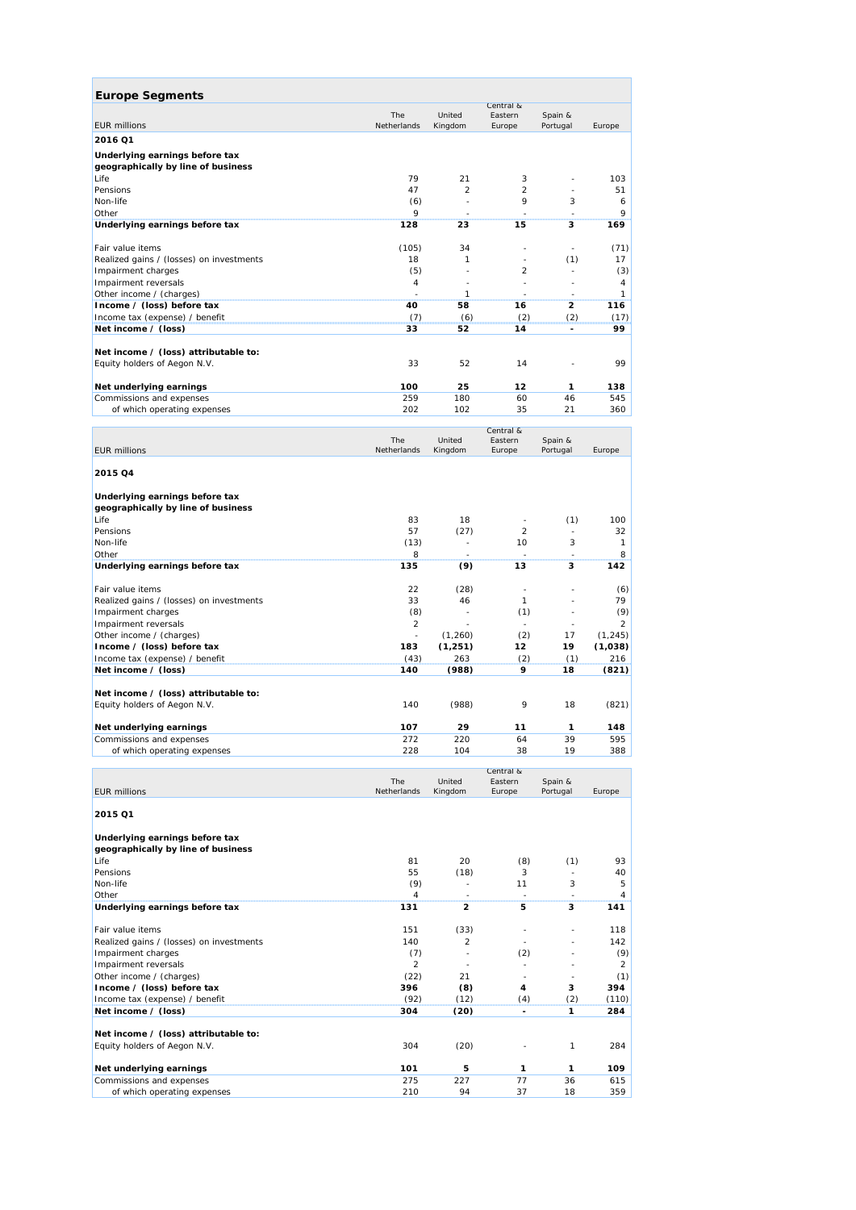## Europe Segments

| EUR millions | The Netherlands | United Kingdom | Central & Eastern Europe | Spain & Portugal | Europe |
|---|---|---|---|---|---|
| **2016 Q1** | | | | | |
| **Underlying earnings before tax geographically by line of business** | | | | | |
| Life | 79 | 21 | 3 | - | 103 |
| Pensions | 47 | 2 | 2 | - | 51 |
| Non-life | (6) | - | 9 | 3 | 6 |
| Other | 9 | - | - | - | 9 |
| **Underlying earnings before tax** | **128** | **23** | **15** | **3** | **169** |
| Fair value items | (105) | 34 | - | - | (71) |
| Realized gains / (losses) on investments | 18 | 1 | - | (1) | 17 |
| Impairment charges | (5) | - | 2 | - | (3) |
| Impairment reversals | 4 | - | - | - | 4 |
| Other income / (charges) | - | 1 | - | - | 1 |
| **Income / (loss) before tax** | **40** | **58** | **16** | **2** | **116** |
| Income tax (expense) / benefit | (7) | (6) | (2) | (2) | (17) |
| **Net income / (loss)** | **33** | **52** | **14** | **-** | **99** |
| **Net income / (loss) attributable to:** | | | | | |
| Equity holders of Aegon N.V. | 33 | 52 | 14 | - | 99 |
| **Net underlying earnings** | **100** | **25** | **12** | **1** | **138** |
| Commissions and expenses | 259 | 180 | 60 | 46 | 545 |
| of which operating expenses | 202 | 102 | 35 | 21 | 360 |

| EUR millions | The Netherlands | United Kingdom | Central & Eastern Europe | Spain & Portugal | Europe |
|---|---|---|---|---|---|
| **2015 Q4** | | | | | |
| **Underlying earnings before tax geographically by line of business** | | | | | |
| Life | 83 | 18 | - | (1) | 100 |
| Pensions | 57 | (27) | 2 | - | 32 |
| Non-life | (13) | - | 10 | 3 | 1 |
| Other | 8 | - | - | - | 8 |
| **Underlying earnings before tax** | **135** | **(9)** | **13** | **3** | **142** |
| Fair value items | 22 | (28) | - | - | (6) |
| Realized gains / (losses) on investments | 33 | 46 | 1 | - | 79 |
| Impairment charges | (8) | - | (1) | - | (9) |
| Impairment reversals | 2 | - | - | - | 2 |
| Other income / (charges) | - | (1,260) | (2) | 17 | (1,245) |
| **Income / (loss) before tax** | **183** | **(1,251)** | **12** | **19** | **(1,038)** |
| Income tax (expense) / benefit | (43) | 263 | (2) | (1) | 216 |
| **Net income / (loss)** | **140** | **(988)** | **9** | **18** | **(821)** |
| **Net income / (loss) attributable to:** | | | | | |
| Equity holders of Aegon N.V. | 140 | (988) | 9 | 18 | (821) |
| **Net underlying earnings** | **107** | **29** | **11** | **1** | **148** |
| Commissions and expenses | 272 | 220 | 64 | 39 | 595 |
| of which operating expenses | 228 | 104 | 38 | 19 | 388 |

| EUR millions | The Netherlands | United Kingdom | Central & Eastern Europe | Spain & Portugal | Europe |
|---|---|---|---|---|---|
| **2015 Q1** | | | | | |
| **Underlying earnings before tax geographically by line of business** | | | | | |
| Life | 81 | 20 | (8) | (1) | 93 |
| Pensions | 55 | (18) | 3 | - | 40 |
| Non-life | (9) | - | 11 | 3 | 5 |
| Other | 4 | - | - | - | 4 |
| **Underlying earnings before tax** | **131** | **2** | **5** | **3** | **141** |
| Fair value items | 151 | (33) | - | - | 118 |
| Realized gains / (losses) on investments | 140 | 2 | - | - | 142 |
| Impairment charges | (7) | - | (2) | - | (9) |
| Impairment reversals | 2 | - | - | - | 2 |
| Other income / (charges) | (22) | 21 | - | - | (1) |
| **Income / (loss) before tax** | **396** | **(8)** | **4** | **3** | **394** |
| Income tax (expense) / benefit | (92) | (12) | (4) | (2) | (110) |
| **Net income / (loss)** | **304** | **(20)** | **-** | **1** | **284** |
| **Net income / (loss) attributable to:** | | | | | |
| Equity holders of Aegon N.V. | 304 | (20) | - | 1 | 284 |
| **Net underlying earnings** | **101** | **5** | **1** | **1** | **109** |
| Commissions and expenses | 275 | 227 | 77 | 36 | 615 |
| of which operating expenses | 210 | 94 | 37 | 18 | 359 |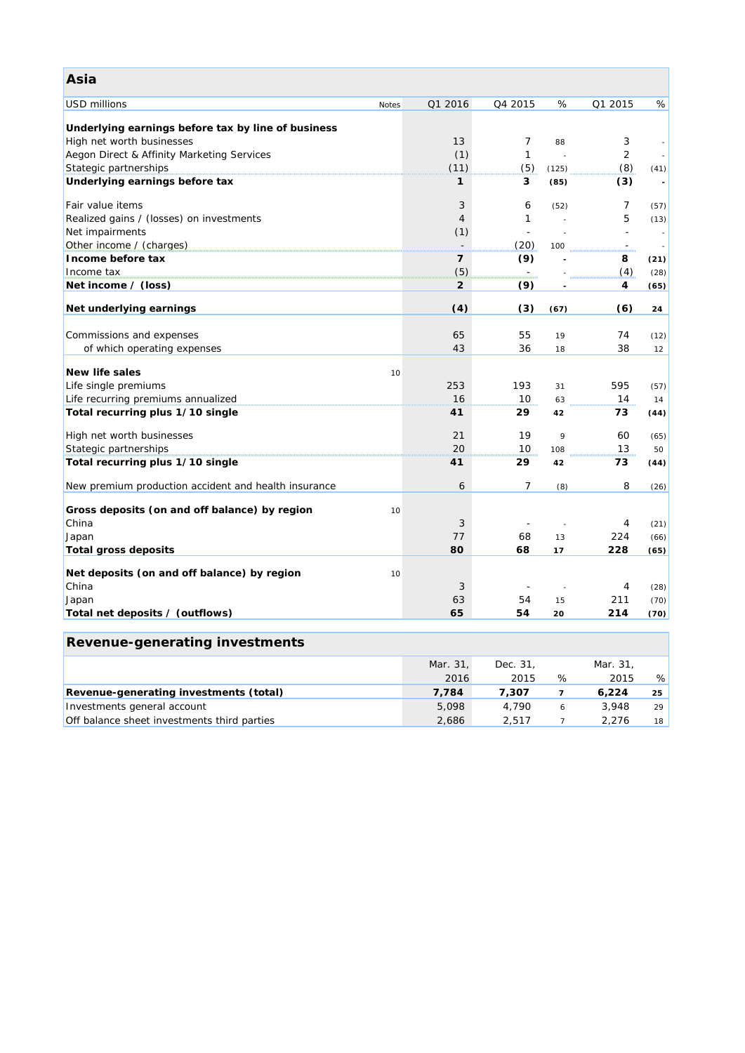## Asia

| USD millions | Notes | Q1 2016 | Q4 2015 | % | Q1 2015 | % |
|---|---|---|---|---|---|---|
| **Underlying earnings before tax by line of business** | | | | | | |
| High net worth businesses | | 13 | 7 | 88 | 3 | - |
| Aegon Direct & Affinity Marketing Services | | (1) | 1 | - | 2 | - |
| Stategic partnerships | | (11) | (5) | (125) | (8) | (41) |
| **Underlying earnings before tax** | | **1** | **3** | **(85)** | **(3)** | **-** |
| | | | | | | |
| Fair value items | | 3 | 6 | (52) | 7 | (57) |
| Realized gains / (losses) on investments | | 4 | 1 | - | 5 | (13) |
| Net impairments | | (1) | - | - | - | - |
| Other income / (charges) | | - | (20) | 100 | - | - |
| **Income before tax** | | **7** | **(9)** | **-** | **8** | **(21)** |
| Income tax | | (5) | - | - | (4) | (28) |
| **Net income / (loss)** | | **2** | **(9)** | **-** | **4** | **(65)** |
| | | | | | | |
| **Net underlying earnings** | | **(4)** | **(3)** | **(67)** | **(6)** | **24** |
| | | | | | | |
| Commissions and expenses | | 65 | 55 | 19 | 74 | (12) |
| of which operating expenses | | 43 | 36 | 18 | 38 | 12 |
| | | | | | | |
| **New life sales** | 10 | | | | | |
| Life single premiums | | 253 | 193 | 31 | 595 | (57) |
| Life recurring premiums annualized | | 16 | 10 | 63 | 14 | 14 |
| **Total recurring plus 1/10 single** | | **41** | **29** | **42** | **73** | **(44)** |
| | | | | | | |
| High net worth businesses | | 21 | 19 | 9 | 60 | (65) |
| Stategic partnerships | | 20 | 10 | 108 | 13 | 50 |
| **Total recurring plus 1/10 single** | | **41** | **29** | **42** | **73** | **(44)** |
| | | | | | | |
| New premium production accident and health insurance | | 6 | 7 | (8) | 8 | (26) |
| | | | | | | |
| **Gross deposits (on and off balance) by region** | 10 | | | | | |
| China | | 3 | - | - | 4 | (21) |
| Japan | | 77 | 68 | 13 | 224 | (66) |
| **Total gross deposits** | | **80** | **68** | **17** | **228** | **(65)** |
| | | | | | | |
| **Net deposits (on and off balance) by region** | 10 | | | | | |
| China | | 3 | - | - | 4 | (28) |
| Japan | | 63 | 54 | 15 | 211 | (70) |
| **Total net deposits / (outflows)** | | **65** | **54** | **20** | **214** | **(70)** |

## Revenue-generating investments

| | Mar. 31, 2016 | Dec. 31, 2015 | % | Mar. 31, 2015 | % |
|---|---|---|---|---|---|
| **Revenue-generating investments (total)** | **7,784** | **7,307** | **7** | **6,224** | **25** |
| Investments general account | 5,098 | 4,790 | 6 | 3,948 | 29 |
| Off balance sheet investments third parties | 2,686 | 2,517 | 7 | 2,276 | 18 |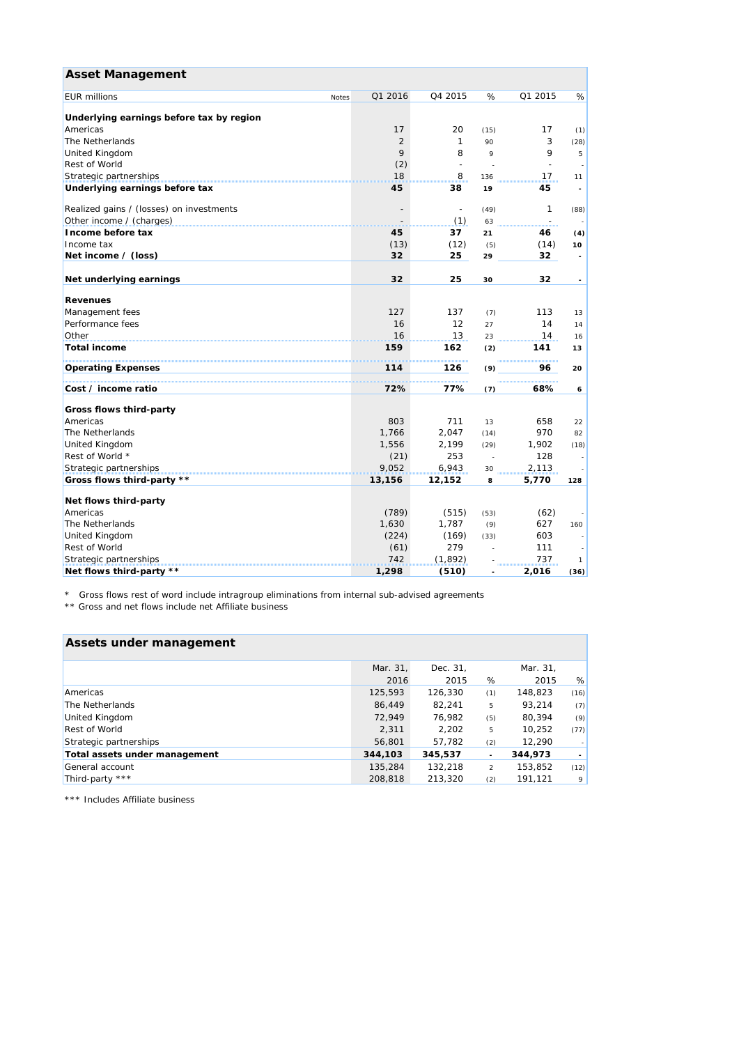## Asset Management

| EUR millions | Notes | Q1 2016 | Q4 2015 | % | Q1 2015 | % |
|---|---|---|---|---|---|---|
| **Underlying earnings before tax by region** | | | | | | |
| Americas | | 17 | 20 | (15) | 17 | (1) |
| The Netherlands | | 2 | 1 | 90 | 3 | (28) |
| United Kingdom | | 9 | 8 | 9 | 9 | 5 |
| Rest of World | | (2) | - | - | - | - |
| Strategic partnerships | | 18 | 8 | 136 | 17 | 11 |
| **Underlying earnings before tax** | | **45** | **38** | **19** | **45** | **-** |
| | | | | | | |
| Realized gains / (losses) on investments | | - | - | (49) | 1 | (88) |
| Other income / (charges) | | - | (1) | 63 | - | - |
| **Income before tax** | | **45** | **37** | **21** | **46** | **(4)** |
| Income tax | | (13) | (12) | (5) | (14) | 10 |
| **Net income / (loss)** | | **32** | **25** | **29** | **32** | **-** |
| | | | | | | |
| **Net underlying earnings** | | **32** | **25** | **30** | **32** | **-** |
| | | | | | | |
| **Revenues** | | | | | | |
| Management fees | | 127 | 137 | (7) | 113 | 13 |
| Performance fees | | 16 | 12 | 27 | 14 | 14 |
| Other | | 16 | 13 | 23 | 14 | 16 |
| **Total income** | | **159** | **162** | **(2)** | **141** | **13** |
| | | | | | | |
| **Operating Expenses** | | **114** | **126** | **(9)** | **96** | **20** |
| | | | | | | |
| **Cost / income ratio** | | **72%** | **77%** | **(7)** | **68%** | **6** |
| | | | | | | |
| **Gross flows third-party** | | | | | | |
| Americas | | 803 | 711 | 13 | 658 | 22 |
| The Netherlands | | 1,766 | 2,047 | (14) | 970 | 82 |
| United Kingdom | | 1,556 | 2,199 | (29) | 1,902 | (18) |
| Rest of World * | | (21) | 253 | - | 128 | - |
| Strategic partnerships | | 9,052 | 6,943 | 30 | 2,113 | - |
| **Gross flows third-party \*\*** | | **13,156** | **12,152** | **8** | **5,770** | **128** |
| | | | | | | |
| **Net flows third-party** | | | | | | |
| Americas | | (789) | (515) | (53) | (62) | - |
| The Netherlands | | 1,630 | 1,787 | (9) | 627 | 160 |
| United Kingdom | | (224) | (169) | (33) | 603 | - |
| Rest of World | | (61) | 279 | - | 111 | - |
| Strategic partnerships | | 742 | (1,892) | - | 737 | 1 |
| **Net flows third-party \*\*** | | **1,298** | **(510)** | **-** | **2,016** | **(36)** |

\* Gross flows rest of word include intragroup eliminations from internal sub-advised agreements

\*\* Gross and net flows include net Affiliate business

## Assets under management

| | Mar. 31, 2016 | Dec. 31, 2015 | % | Mar. 31, 2015 | % |
|---|---|---|---|---|---|
| Americas | 125,593 | 126,330 | (1) | 148,823 | (16) |
| The Netherlands | 86,449 | 82,241 | 5 | 93,214 | (7) |
| United Kingdom | 72,949 | 76,982 | (5) | 80,394 | (9) |
| Rest of World | 2,311 | 2,202 | 5 | 10,252 | (77) |
| Strategic partnerships | 56,801 | 57,782 | (2) | 12,290 | - |
| **Total assets under management** | **344,103** | **345,537** | **-** | **344,973** | **-** |
| General account | 135,284 | 132,218 | 2 | 153,852 | (12) |
| Third-party \*\*\* | 208,818 | 213,320 | (2) | 191,121 | 9 |

\*\*\* Includes Affiliate business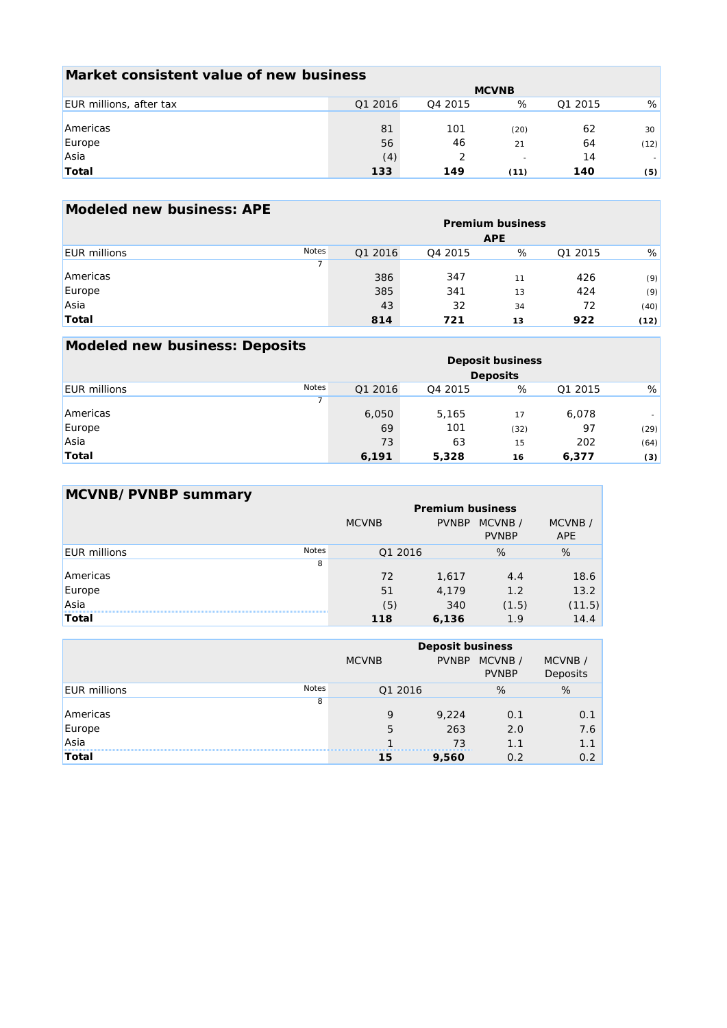## Market consistent value of new business

| EUR millions, after tax | MCVNB | | | | |
|---|---|---|---|---|---|
| | Q1 2016 | Q4 2015 | % | Q1 2015 | % |
| Americas | 81 | 101 | (20) | 62 | 30 |
| Europe | 56 | 46 | 21 | 64 | (12) |
| Asia | (4) | 2 | - | 14 | - |
| **Total** | **133** | **149** | **(11)** | **140** | **(5)** |

## Modeled new business: APE

| EUR millions | Notes | Premium business APE | | | | |
|---|---|---|---|---|---|---|
| | | Q1 2016 | Q4 2015 | % | Q1 2015 | % |
| | 7 | | | | | |
| Americas | | 386 | 347 | 11 | 426 | (9) |
| Europe | | 385 | 341 | 13 | 424 | (9) |
| Asia | | 43 | 32 | 34 | 72 | (40) |
| **Total** | | **814** | **721** | **13** | **922** | **(12)** |

## Modeled new business: Deposits

| EUR millions | Notes | Deposit business Deposits | | | | |
|---|---|---|---|---|---|---|
| | | Q1 2016 | Q4 2015 | % | Q1 2015 | % |
| | 7 | | | | | |
| Americas | | 6,050 | 5,165 | 17 | 6,078 | - |
| Europe | | 69 | 101 | (32) | 97 | (29) |
| Asia | | 73 | 63 | 15 | 202 | (64) |
| **Total** | | **6,191** | **5,328** | **16** | **6,377** | **(3)** |

## MCVNB/ PVNBP summary

| | | Premium business | | | |
|---|---|---|---|---|---|
| | | MCVNB | PVNBP | MCVNB / PVNBP | MCVNB / APE |
| EUR millions | Notes | Q1 2016 | | % | % |
| | 8 | | | | |
| Americas | | 72 | 1,617 | 4.4 | 18.6 |
| Europe | | 51 | 4,179 | 1.2 | 13.2 |
| Asia | | (5) | 340 | (1.5) | (11.5) |
| **Total** | | **118** | **6,136** | 1.9 | 14.4 |

| | | Deposit business | | | |
|---|---|---|---|---|---|
| | | MCVNB | PVNBP | MCVNB / PVNBP | MCVNB / Deposits |
| EUR millions | Notes | Q1 2016 | | % | % |
| | 8 | | | | |
| Americas | | 9 | 9,224 | 0.1 | 0.1 |
| Europe | | 5 | 263 | 2.0 | 7.6 |
| Asia | | 1 | 73 | 1.1 | 1.1 |
| **Total** | | **15** | **9,560** | 0.2 | 0.2 |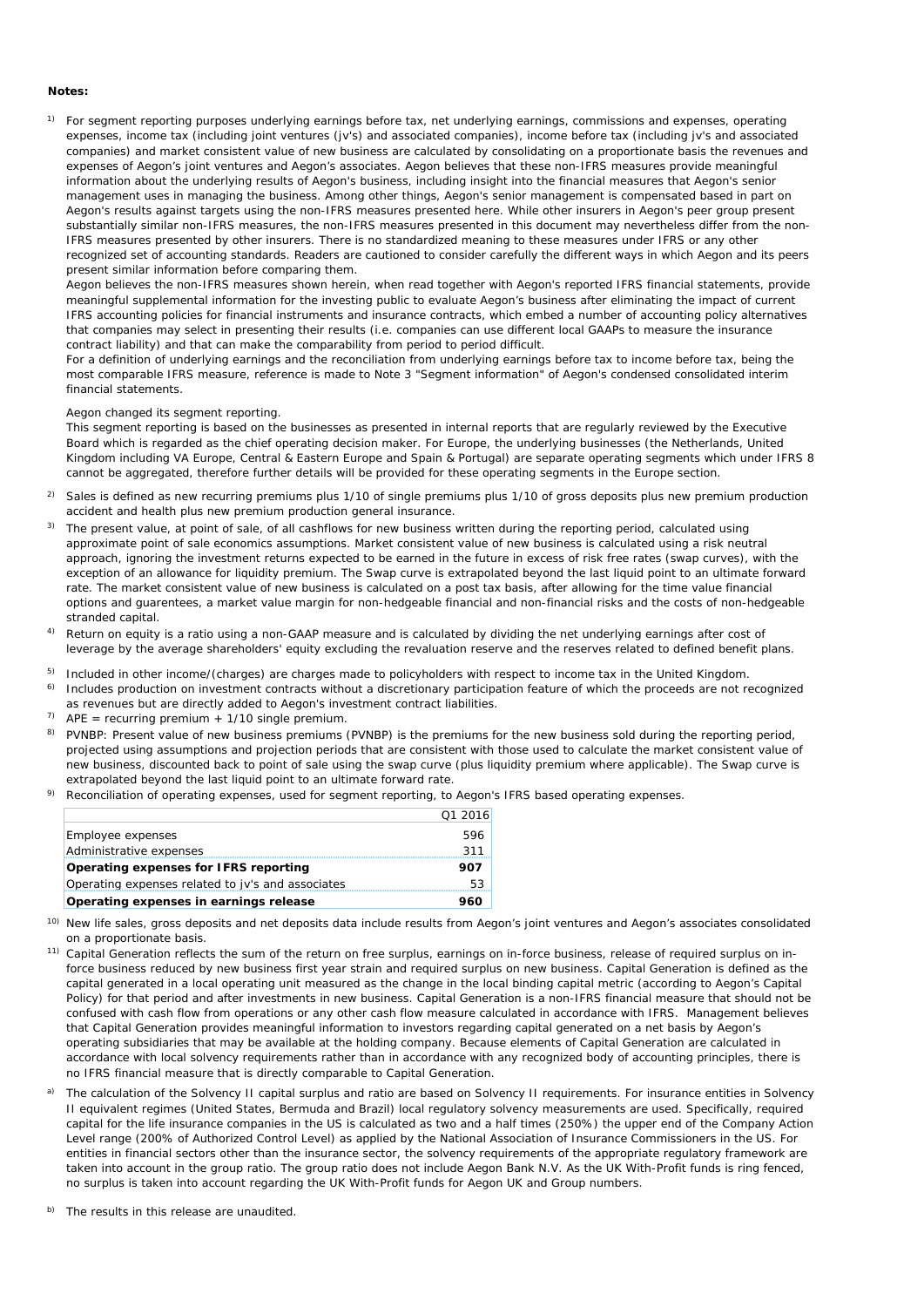**Notes:**

1) For segment reporting purposes underlying earnings before tax, net underlying earnings, commissions and expenses, operating expenses, income tax (including joint ventures (jv's) and associated companies), income before tax (including jv's and associated companies) and market consistent value of new business are calculated by consolidating on a proportionate basis the revenues and expenses of Aegon's joint ventures and Aegon's associates. Aegon believes that these non-IFRS measures provide meaningful information about the underlying results of Aegon's business, including insight into the financial measures that Aegon's senior management uses in managing the business. Among other things, Aegon's senior management is compensated based in part on Aegon's results against targets using the non-IFRS measures presented here. While other insurers in Aegon's peer group present substantially similar non-IFRS measures, the non-IFRS measures presented in this document may nevertheless differ from the non-IFRS measures presented by other insurers. There is no standardized meaning to these measures under IFRS or any other recognized set of accounting standards. Readers are cautioned to consider carefully the different ways in which Aegon and its peers present similar information before comparing them.
Aegon believes the non-IFRS measures shown herein, when read together with Aegon's reported IFRS financial statements, provide meaningful supplemental information for the investing public to evaluate Aegon's business after eliminating the impact of current IFRS accounting policies for financial instruments and insurance contracts, which embed a number of accounting policy alternatives that companies may select in presenting their results (i.e. companies can use different local GAAPs to measure the insurance contract liability) and that can make the comparability from period to period difficult.
For a definition of underlying earnings and the reconciliation from underlying earnings before tax to income before tax, being the most comparable IFRS measure, reference is made to Note 3 "Segment information" of Aegon's condensed consolidated interim financial statements.

Aegon changed its segment reporting.
This segment reporting is based on the businesses as presented in internal reports that are regularly reviewed by the Executive Board which is regarded as the chief operating decision maker. For Europe, the underlying businesses (the Netherlands, United Kingdom including VA Europe, Central & Eastern Europe and Spain & Portugal) are separate operating segments which under IFRS 8 cannot be aggregated, therefore further details will be provided for these operating segments in the Europe section.

2) Sales is defined as new recurring premiums plus 1/10 of single premiums plus 1/10 of gross deposits plus new premium production accident and health plus new premium production general insurance.

3) The present value, at point of sale, of all cashflows for new business written during the reporting period, calculated using approximate point of sale economics assumptions. Market consistent value of new business is calculated using a risk neutral approach, ignoring the investment returns expected to be earned in the future in excess of risk free rates (swap curves), with the exception of an allowance for liquidity premium. The Swap curve is extrapolated beyond the last liquid point to an ultimate forward rate. The market consistent value of new business is calculated on a post tax basis, after allowing for the time value financial options and guarentees, a market value margin for non-hedgeable financial and non-financial risks and the costs of non-hedgeable stranded capital.

4) Return on equity is a ratio using a non-GAAP measure and is calculated by dividing the net underlying earnings after cost of leverage by the average shareholders' equity excluding the revaluation reserve and the reserves related to defined benefit plans.

5) Included in other income/(charges) are charges made to policyholders with respect to income tax in the United Kingdom.

6) Includes production on investment contracts without a discretionary participation feature of which the proceeds are not recognized as revenues but are directly added to Aegon's investment contract liabilities.

7) APE = recurring premium + 1/10 single premium.

8) PVNBP: Present value of new business premiums (PVNBP) is the premiums for the new business sold during the reporting period, projected using assumptions and projection periods that are consistent with those used to calculate the market consistent value of new business, discounted back to point of sale using the swap curve (plus liquidity premium where applicable). The Swap curve is extrapolated beyond the last liquid point to an ultimate forward rate.

9) Reconciliation of operating expenses, used for segment reporting, to Aegon's IFRS based operating expenses.

| | Q1 2016 |
|---|---|
| Employee expenses | 596 |
| Administrative expenses | 311 |
| **Operating expenses for IFRS reporting** | **907** |
| Operating expenses related to jv's and associates | 53 |
| **Operating expenses in earnings release** | **960** |

10) New life sales, gross deposits and net deposits data include results from Aegon's joint ventures and Aegon's associates consolidated on a proportionate basis.

11) Capital Generation reflects the sum of the return on free surplus, earnings on in-force business, release of required surplus on in-force business reduced by new business first year strain and required surplus on new business. Capital Generation is defined as the capital generated in a local operating unit measured as the change in the local binding capital metric (according to Aegon's Capital Policy) for that period and after investments in new business. Capital Generation is a non-IFRS financial measure that should not be confused with cash flow from operations or any other cash flow measure calculated in accordance with IFRS. Management believes that Capital Generation provides meaningful information to investors regarding capital generated on a net basis by Aegon's operating subsidiaries that may be available at the holding company. Because elements of Capital Generation are calculated in accordance with local solvency requirements rather than in accordance with any recognized body of accounting principles, there is no IFRS financial measure that is directly comparable to Capital Generation.

a) The calculation of the Solvency II capital surplus and ratio are based on Solvency II requirements. For insurance entities in Solvency II equivalent regimes (United States, Bermuda and Brazil) local regulatory solvency measurements are used. Specifically, required capital for the life insurance companies in the US is calculated as two and a half times (250%) the upper end of the Company Action Level range (200% of Authorized Control Level) as applied by the National Association of Insurance Commissioners in the US. For entities in financial sectors other than the insurance sector, the solvency requirements of the appropriate regulatory framework are taken into account in the group ratio. The group ratio does not include Aegon Bank N.V. As the UK With-Profit funds is ring fenced, no surplus is taken into account regarding the UK With-Profit funds for Aegon UK and Group numbers.

b) The results in this release are unaudited.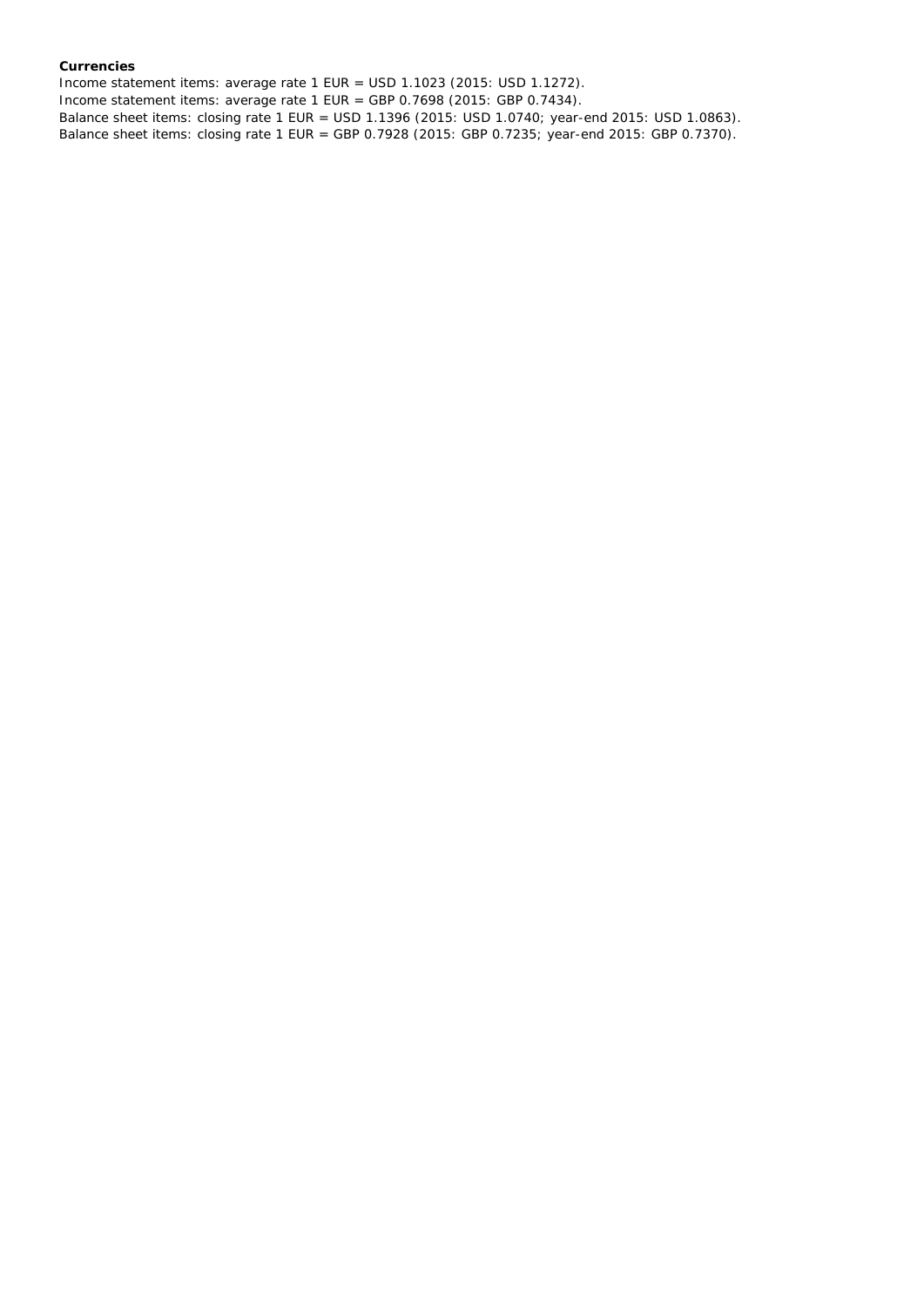**Currencies**

Income statement items: average rate 1 EUR = USD 1.1023 (2015: USD 1.1272).
Income statement items: average rate 1 EUR = GBP 0.7698 (2015: GBP 0.7434).
Balance sheet items: closing rate 1 EUR = USD 1.1396 (2015: USD 1.0740; year-end 2015: USD 1.0863).
Balance sheet items: closing rate 1 EUR = GBP 0.7928 (2015: GBP 0.7235; year-end 2015: GBP 0.7370).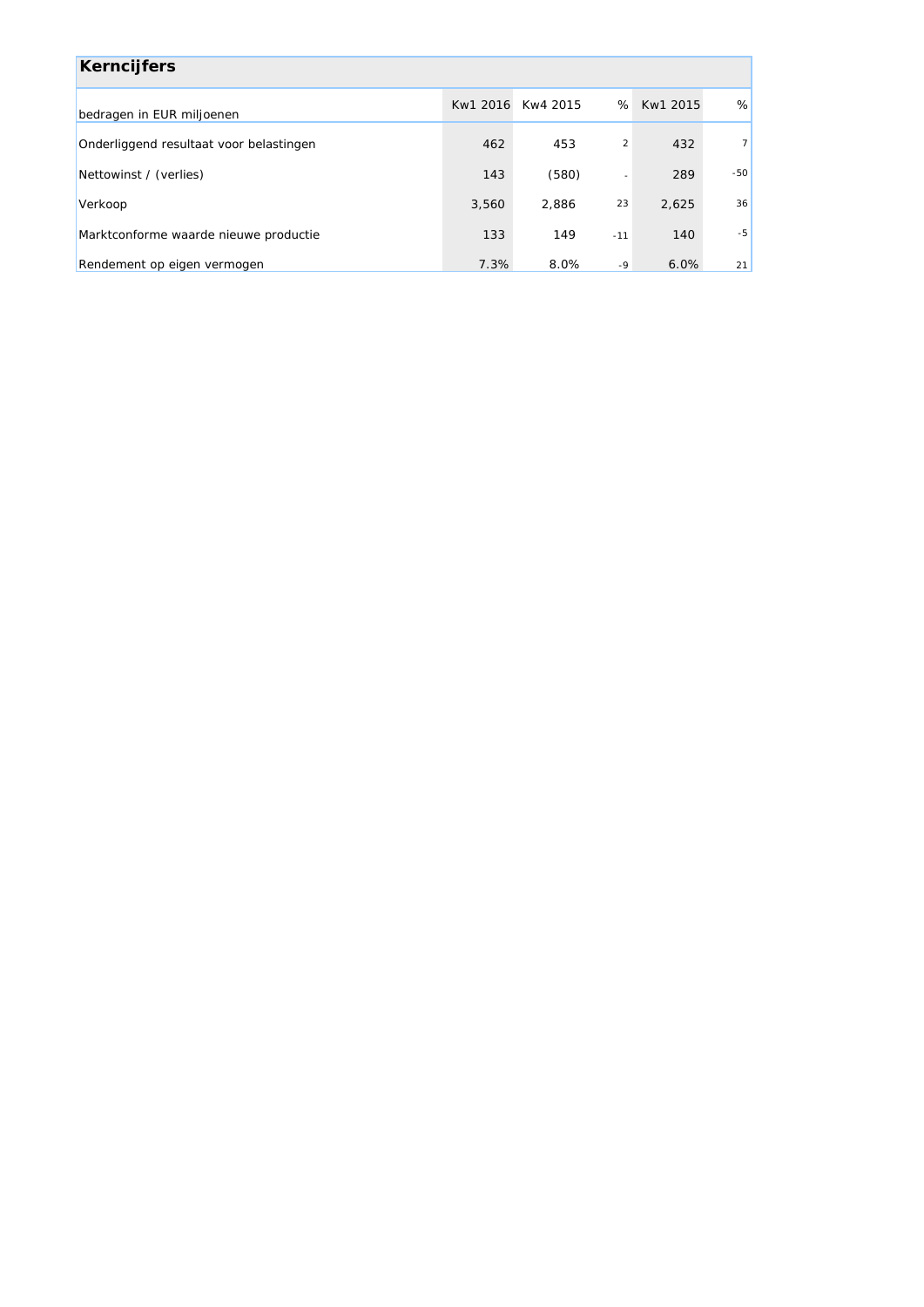## Kerncijfers

| bedragen in EUR miljoenen | Kw1 2016 | Kw4 2015 | % | Kw1 2015 | % |
|---|---|---|---|---|---|
| Onderliggend resultaat voor belastingen | 462 | 453 | 2 | 432 | 7 |
| Nettowinst / (verlies) | 143 | (580) | - | 289 | -50 |
| Verkoop | 3,560 | 2,886 | 23 | 2,625 | 36 |
| Marktconforme waarde nieuwe productie | 133 | 149 | -11 | 140 | -5 |
| Rendement op eigen vermogen | 7.3% | 8.0% | -9 | 6.0% | 21 |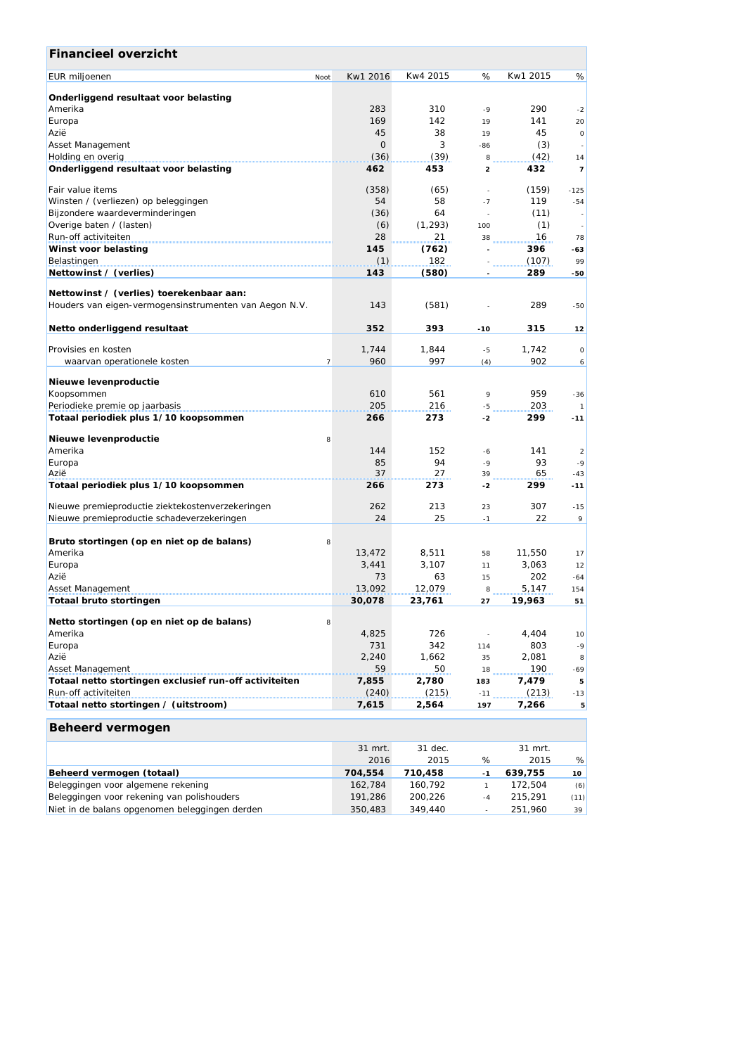## Financieel overzicht

| EUR miljoenen | Noot | Kw1 2016 | Kw4 2015 | % | Kw1 2015 | % |
|---|---|---|---|---|---|---|
| **Onderliggend resultaat voor belasting** | | | | | | |
| Amerika | | 283 | 310 | -9 | 290 | -2 |
| Europa | | 169 | 142 | 19 | 141 | 20 |
| Azië | | 45 | 38 | 19 | 45 | 0 |
| Asset Management | | 0 | 3 | -86 | (3) | - |
| Holding en overig | | (36) | (39) | 8 | (42) | 14 |
| **Onderliggend resultaat voor belasting** | | **462** | **453** | **2** | **432** | **7** |
| | | | | | | |
| Fair value items | | (358) | (65) | - | (159) | -125 |
| Winsten / (verliezen) op beleggingen | | 54 | 58 | -7 | 119 | -54 |
| Bijzondere waardeverminderingen | | (36) | 64 | - | (11) | - |
| Overige baten / (lasten) | | (6) | (1,293) | 100 | (1) | - |
| Run-off activiteiten | | 28 | 21 | 38 | 16 | 78 |
| **Winst voor belasting** | | **145** | **(762)** | **-** | **396** | **-63** |
| Belastingen | | (1) | 182 | - | (107) | 99 |
| **Nettowinst / (verlies)** | | **143** | **(580)** | **-** | **289** | **-50** |
| | | | | | | |
| **Nettowinst / (verlies) toerekenbaar aan:** | | | | | | |
| Houders van eigen-vermogensinstrumenten van Aegon N.V. | | 143 | (581) | - | 289 | -50 |
| | | | | | | |
| **Netto onderliggend resultaat** | | **352** | **393** | **-10** | **315** | **12** |
| | | | | | | |
| Provisies en kosten | | 1,744 | 1,844 | -5 | 1,742 | 0 |
| waarvan operationele kosten | 7 | 960 | 997 | (4) | 902 | 6 |
| | | | | | | |
| **Nieuwe levenproductie** | | | | | | |
| Koopsommen | | 610 | 561 | 9 | 959 | -36 |
| Periodieke premie op jaarbasis | | 205 | 216 | -5 | 203 | 1 |
| **Totaal periodiek plus 1/10 koopsommen** | | **266** | **273** | **-2** | **299** | **-11** |
| | | | | | | |
| **Nieuwe levenproductie** | 8 | | | | | |
| Amerika | | 144 | 152 | -6 | 141 | 2 |
| Europa | | 85 | 94 | -9 | 93 | -9 |
| Azië | | 37 | 27 | 39 | 65 | -43 |
| **Totaal periodiek plus 1/10 koopsommen** | | **266** | **273** | **-2** | **299** | **-11** |
| | | | | | | |
| Nieuwe premieproductie ziektekostenverzekeringen | | 262 | 213 | 23 | 307 | -15 |
| Nieuwe premieproductie schadeverzekeringen | | 24 | 25 | -1 | 22 | 9 |
| | | | | | | |
| **Bruto stortingen (op en niet op de balans)** | 8 | | | | | |
| Amerika | | 13,472 | 8,511 | 58 | 11,550 | 17 |
| Europa | | 3,441 | 3,107 | 11 | 3,063 | 12 |
| Azië | | 73 | 63 | 15 | 202 | -64 |
| Asset Management | | 13,092 | 12,079 | 8 | 5,147 | 154 |
| **Totaal bruto stortingen** | | **30,078** | **23,761** | **27** | **19,963** | **51** |
| | | | | | | |
| **Netto stortingen (op en niet op de balans)** | 8 | | | | | |
| Amerika | | 4,825 | 726 | - | 4,404 | 10 |
| Europa | | 731 | 342 | 114 | 803 | -9 |
| Azië | | 2,240 | 1,662 | 35 | 2,081 | 8 |
| Asset Management | | 59 | 50 | 18 | 190 | -69 |
| **Totaal netto stortingen exclusief run-off activiteiten** | | **7,855** | **2,780** | **183** | **7,479** | **5** |
| Run-off activiteiten | | (240) | (215) | -11 | (213) | -13 |
| **Totaal netto stortingen / (uitstroom)** | | **7,615** | **2,564** | **197** | **7,266** | **5** |

## Beheerd vermogen

| | 31 mrt. 2016 | 31 dec. 2015 | % | 31 mrt. 2015 | % |
|---|---|---|---|---|---|
| **Beheerd vermogen (totaal)** | **704,554** | **710,458** | **-1** | **639,755** | **10** |
| Beleggingen voor algemene rekening | 162,784 | 160,792 | 1 | 172,504 | (6) |
| Beleggingen voor rekening van polishouders | 191,286 | 200,226 | -4 | 215,291 | (11) |
| Niet in de balans opgenomen beleggingen derden | 350,483 | 349,440 | - | 251,960 | 39 |